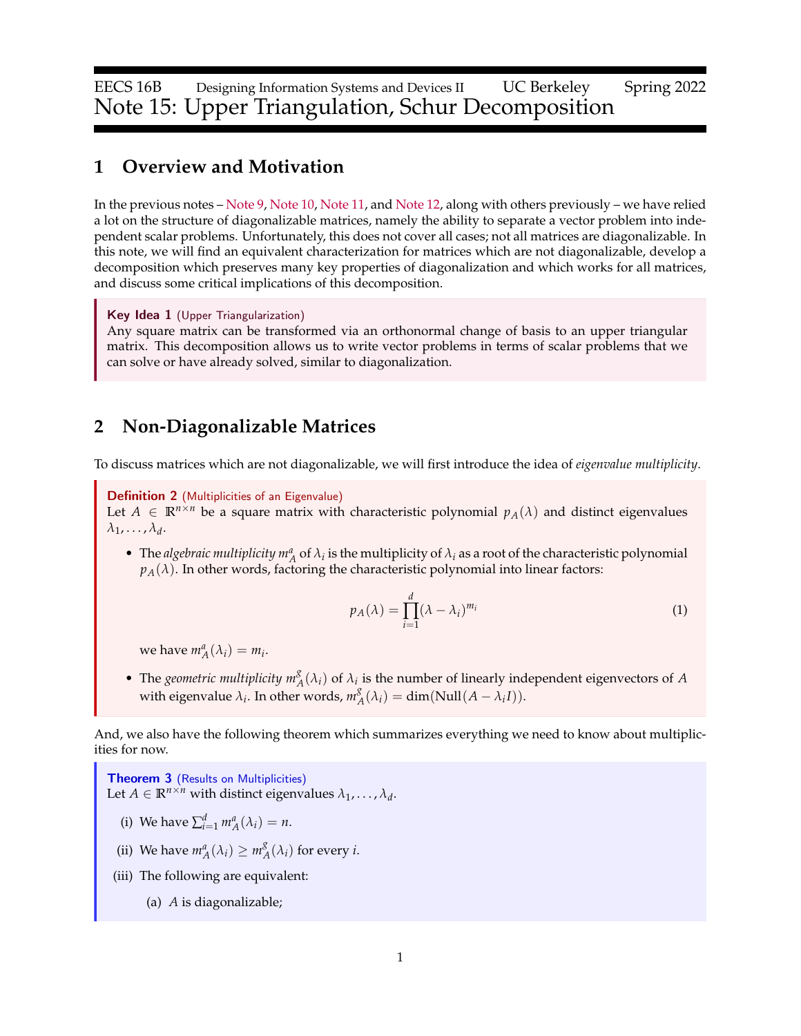EECS 16B Designing Information Systems and Devices II UC Berkeley Spring 2022

# Note 15: Upper Triangulation, Schur Decomposition

## 1 Overview and Motivation

In the previous notes – Note 9, Note 10, Note 11, and Note 12, along with others previously – we have relied a lot on the structure of diagonalizable matrices, namely the ability to separate a vector problem into independent scalar problems. Unfortunately, this does not cover all cases; not all matrices are diagonalizable. In this note, we will find an equivalent characterization for matrices which are not diagonalizable, develop a decomposition which preserves many key properties of diagonalization and which works for all matrices, and discuss some critical implications of this decomposition.

**Key Idea 1** (Upper Triangularization)
Any square matrix can be transformed via an orthonormal change of basis to an upper triangular matrix. This decomposition allows us to write vector problems in terms of scalar problems that we can solve or have already solved, similar to diagonalization.

## 2 Non-Diagonalizable Matrices

To discuss matrices which are not diagonalizable, we will first introduce the idea of *eigenvalue multiplicity*.

**Definition 2** (Multiplicities of an Eigenvalue)
Let $A \in \mathbb{R}^{n \times n}$ be a square matrix with characteristic polynomial $p_A(\lambda)$ and distinct eigenvalues $\lambda_1, \ldots, \lambda_d$.

- The *algebraic multiplicity* $m_A^a$ of $\lambda_i$ is the multiplicity of $\lambda_i$ as a root of the characteristic polynomial $p_A(\lambda)$. In other words, factoring the characteristic polynomial into linear factors:

$$p_A(\lambda) = \prod_{i=1}^{d} (\lambda - \lambda_i)^{m_i} \tag{1}$$

  we have $m_A^a(\lambda_i) = m_i$.

- The *geometric multiplicity* $m_A^g(\lambda_i)$ of $\lambda_i$ is the number of linearly independent eigenvectors of $A$ with eigenvalue $\lambda_i$. In other words, $m_A^g(\lambda_i) = \dim(\text{Null}(A - \lambda_i I))$.

And, we also have the following theorem which summarizes everything we need to know about multiplicities for now.

**Theorem 3** (Results on Multiplicities)
Let $A \in \mathbb{R}^{n \times n}$ with distinct eigenvalues $\lambda_1, \ldots, \lambda_d$.

(i) We have $\sum_{i=1}^{d} m_A^a(\lambda_i) = n$.

(ii) We have $m_A^a(\lambda_i) \geq m_A^g(\lambda_i)$ for every $i$.

(iii) The following are equivalent:

  (a) $A$ is diagonalizable;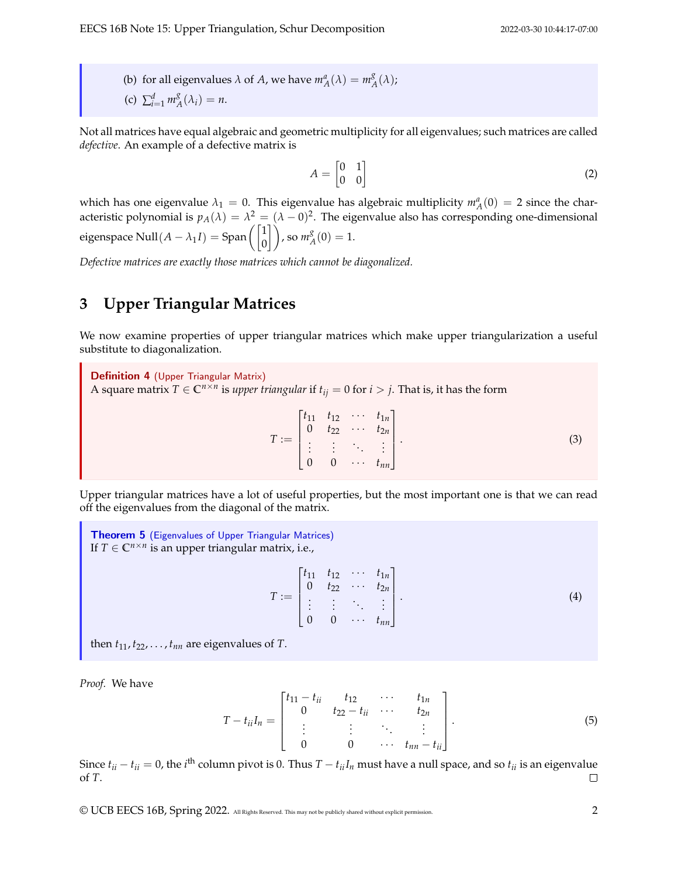(b) for all eigenvalues $\lambda$ of $A$, we have $m_A^a(\lambda) = m_A^g(\lambda)$;

(c) $\sum_{i=1}^{d} m_A^g(\lambda_i) = n$.

Not all matrices have equal algebraic and geometric multiplicity for all eigenvalues; such matrices are called *defective*. An example of a defective matrix is

$$A = \begin{bmatrix} 0 & 1 \\ 0 & 0 \end{bmatrix} \tag{2}$$

which has one eigenvalue $\lambda_1 = 0$. This eigenvalue has algebraic multiplicity $m_A^a(0) = 2$ since the characteristic polynomial is $p_A(\lambda) = \lambda^2 = (\lambda - 0)^2$. The eigenvalue also has corresponding one-dimensional eigenspace $\text{Null}(A - \lambda_1 I) = \text{Span}\left(\begin{bmatrix} 1 \\ 0 \end{bmatrix}\right)$, so $m_A^g(0) = 1$.

*Defective matrices are exactly those matrices which cannot be diagonalized.*

## 3 Upper Triangular Matrices

We now examine properties of upper triangular matrices which make upper triangularization a useful substitute to diagonalization.

**Definition 4** (Upper Triangular Matrix)
A square matrix $T \in \mathbb{C}^{n \times n}$ is *upper triangular* if $t_{ij} = 0$ for $i > j$. That is, it has the form

$$T := \begin{bmatrix} t_{11} & t_{12} & \cdots & t_{1n} \\ 0 & t_{22} & \cdots & t_{2n} \\ \vdots & \vdots & \ddots & \vdots \\ 0 & 0 & \cdots & t_{nn} \end{bmatrix}. \tag{3}$$

Upper triangular matrices have a lot of useful properties, but the most important one is that we can read off the eigenvalues from the diagonal of the matrix.

**Theorem 5** (Eigenvalues of Upper Triangular Matrices)
If $T \in \mathbb{C}^{n \times n}$ is an upper triangular matrix, i.e.,

$$T := \begin{bmatrix} t_{11} & t_{12} & \cdots & t_{1n} \\ 0 & t_{22} & \cdots & t_{2n} \\ \vdots & \vdots & \ddots & \vdots \\ 0 & 0 & \cdots & t_{nn} \end{bmatrix}. \tag{4}$$

then $t_{11}, t_{22}, \ldots, t_{nn}$ are eigenvalues of $T$.

*Proof.* We have

$$T - t_{ii} I_n = \begin{bmatrix} t_{11} - t_{ii} & t_{12} & \cdots & t_{1n} \\ 0 & t_{22} - t_{ii} & \cdots & t_{2n} \\ \vdots & \vdots & \ddots & \vdots \\ 0 & 0 & \cdots & t_{nn} - t_{ii} \end{bmatrix}. \tag{5}$$

Since $t_{ii} - t_{ii} = 0$, the $i^{\text{th}}$ column pivot is 0. Thus $T - t_{ii} I_n$ must have a null space, and so $t_{ii}$ is an eigenvalue of $T$. □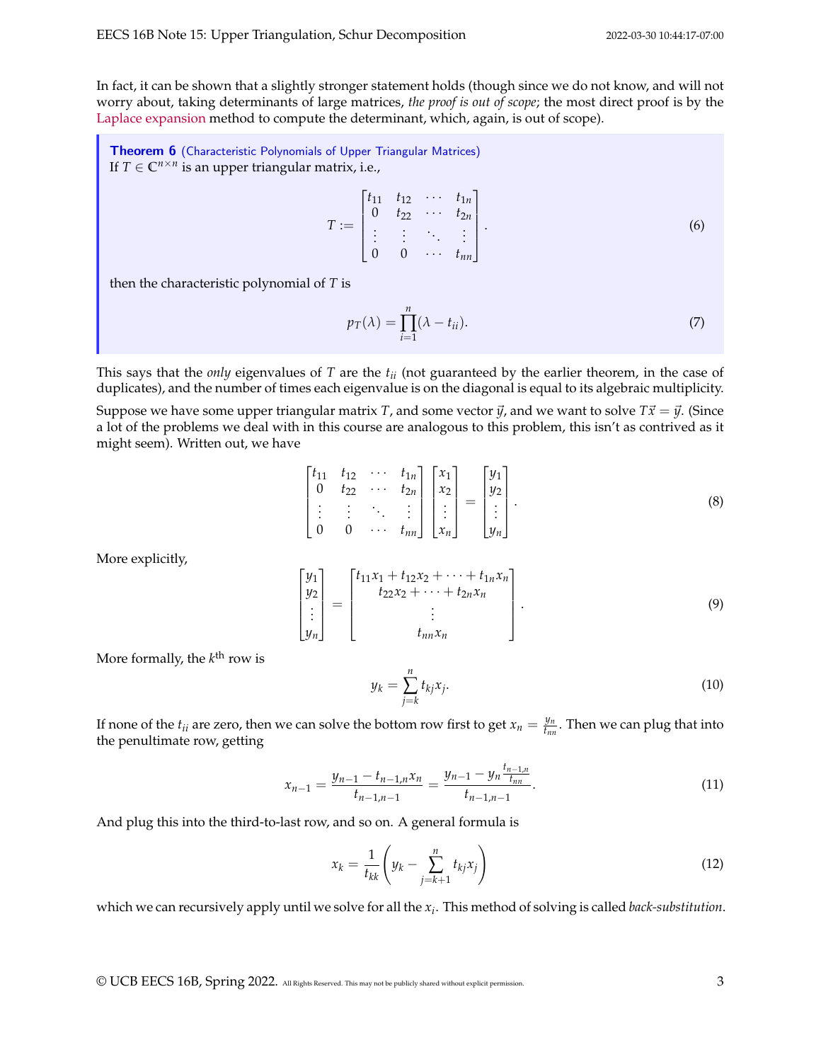In fact, it can be shown that a slightly stronger statement holds (though since we do not know, and will not worry about, taking determinants of large matrices, *the proof is out of scope*; the most direct proof is by the Laplace expansion method to compute the determinant, which, again, is out of scope).

> **Theorem 6** (Characteristic Polynomials of Upper Triangular Matrices)
> If $T \in \mathbb{C}^{n \times n}$ is an upper triangular matrix, i.e.,
>
> $$T := \begin{bmatrix} t_{11} & t_{12} & \cdots & t_{1n} \\ 0 & t_{22} & \cdots & t_{2n} \\ \vdots & \vdots & \ddots & \vdots \\ 0 & 0 & \cdots & t_{nn} \end{bmatrix}. \tag{6}$$
>
> then the characteristic polynomial of $T$ is
>
> $$p_T(\lambda) = \prod_{i=1}^{n} (\lambda - t_{ii}). \tag{7}$$

This says that the *only* eigenvalues of $T$ are the $t_{ii}$ (not guaranteed by the earlier theorem, in the case of duplicates), and the number of times each eigenvalue is on the diagonal is equal to its algebraic multiplicity.

Suppose we have some upper triangular matrix $T$, and some vector $\vec{y}$, and we want to solve $T\vec{x} = \vec{y}$. (Since a lot of the problems we deal with in this course are analogous to this problem, this isn't as contrived as it might seem). Written out, we have

$$\begin{bmatrix} t_{11} & t_{12} & \cdots & t_{1n} \\ 0 & t_{22} & \cdots & t_{2n} \\ \vdots & \vdots & \ddots & \vdots \\ 0 & 0 & \cdots & t_{nn} \end{bmatrix} \begin{bmatrix} x_1 \\ x_2 \\ \vdots \\ x_n \end{bmatrix} = \begin{bmatrix} y_1 \\ y_2 \\ \vdots \\ y_n \end{bmatrix}. \tag{8}$$

More explicitly,

$$\begin{bmatrix} y_1 \\ y_2 \\ \vdots \\ y_n \end{bmatrix} = \begin{bmatrix} t_{11}x_1 + t_{12}x_2 + \cdots + t_{1n}x_n \\ t_{22}x_2 + \cdots + t_{2n}x_n \\ \vdots \\ t_{nn}x_n \end{bmatrix}. \tag{9}$$

More formally, the $k^{\text{th}}$ row is

$$y_k = \sum_{j=k}^{n} t_{kj} x_j. \tag{10}$$

If none of the $t_{ii}$ are zero, then we can solve the bottom row first to get $x_n = \frac{y_n}{t_{nn}}$. Then we can plug that into the penultimate row, getting

$$x_{n-1} = \frac{y_{n-1} - t_{n-1,n}x_n}{t_{n-1,n-1}} = \frac{y_{n-1} - y_n \frac{t_{n-1,n}}{t_{nn}}}{t_{n-1,n-1}}. \tag{11}$$

And plug this into the third-to-last row, and so on. A general formula is

$$x_k = \frac{1}{t_{kk}} \left( y_k - \sum_{j=k+1}^{n} t_{kj} x_j \right) \tag{12}$$

which we can recursively apply until we solve for all the $x_i$. This method of solving is called *back-substitution*.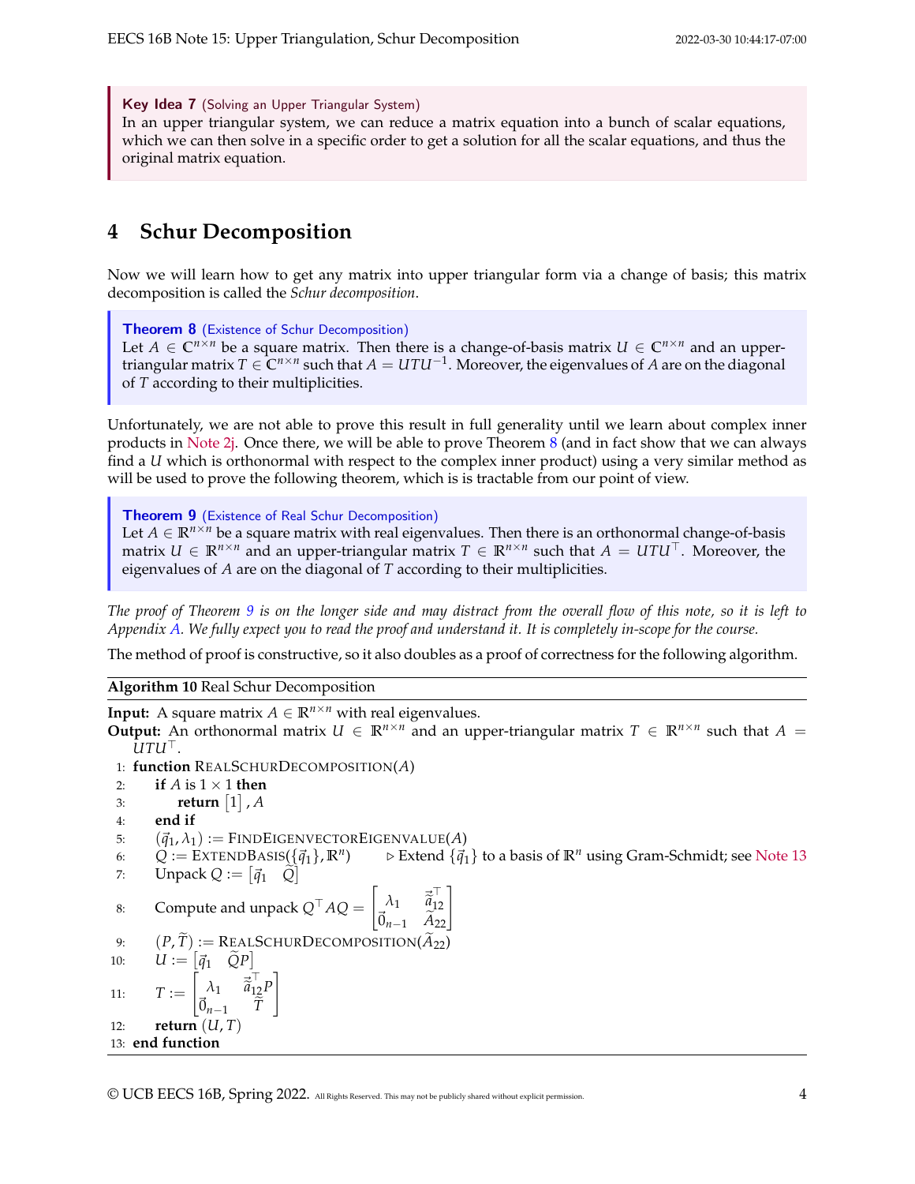> **Key Idea 7** (Solving an Upper Triangular System)
> In an upper triangular system, we can reduce a matrix equation into a bunch of scalar equations, which we can then solve in a specific order to get a solution for all the scalar equations, and thus the original matrix equation.

# 4 Schur Decomposition

Now we will learn how to get any matrix into upper triangular form via a change of basis; this matrix decomposition is called the *Schur decomposition*.

> **Theorem 8** (Existence of Schur Decomposition)
> Let $A \in \mathbb{C}^{n\times n}$ be a square matrix. Then there is a change-of-basis matrix $U \in \mathbb{C}^{n\times n}$ and an upper-triangular matrix $T \in \mathbb{C}^{n\times n}$ such that $A = UTU^{-1}$. Moreover, the eigenvalues of $A$ are on the diagonal of $T$ according to their multiplicities.

Unfortunately, we are not able to prove this result in full generality until we learn about complex inner products in Note 2j. Once there, we will be able to prove Theorem 8 (and in fact show that we can always find a $U$ which is orthonormal with respect to the complex inner product) using a very similar method as will be used to prove the following theorem, which is is tractable from our point of view.

> **Theorem 9** (Existence of Real Schur Decomposition)
> Let $A \in \mathbb{R}^{n\times n}$ be a square matrix with real eigenvalues. Then there is an orthonormal change-of-basis matrix $U \in \mathbb{R}^{n\times n}$ and an upper-triangular matrix $T \in \mathbb{R}^{n\times n}$ such that $A = UTU^{\top}$. Moreover, the eigenvalues of $A$ are on the diagonal of $T$ according to their multiplicities.

*The proof of Theorem 9 is on the longer side and may distract from the overall flow of this note, so it is left to Appendix A. We fully expect you to read the proof and understand it. It is completely in-scope for the course.*

The method of proof is constructive, so it also doubles as a proof of correctness for the following algorithm.

**Algorithm 10** Real Schur Decomposition

**Input:** A square matrix $A \in \mathbb{R}^{n\times n}$ with real eigenvalues.
**Output:** An orthonormal matrix $U \in \mathbb{R}^{n\times n}$ and an upper-triangular matrix $T \in \mathbb{R}^{n\times n}$ such that $A = UTU^{\top}$.

1: **function** RealSchurDecomposition($A$)
2: &nbsp;&nbsp;&nbsp;&nbsp;**if** $A$ is $1\times 1$ **then**
3: &nbsp;&nbsp;&nbsp;&nbsp;&nbsp;&nbsp;&nbsp;&nbsp;**return** $\begin{bmatrix}1\end{bmatrix}, A$
4: &nbsp;&nbsp;&nbsp;&nbsp;**end if**
5: &nbsp;&nbsp;&nbsp;&nbsp;$(\vec{q}_1, \lambda_1) := \text{FindEigenvectorEigenvalue}(A)$
6: &nbsp;&nbsp;&nbsp;&nbsp;$Q := \text{ExtendBasis}(\{\vec{q}_1\}, \mathbb{R}^n)$ &nbsp;&nbsp;&nbsp;&nbsp;▷ Extend $\{\vec{q}_1\}$ to a basis of $\mathbb{R}^n$ using Gram-Schmidt; see Note 13
7: &nbsp;&nbsp;&nbsp;&nbsp;Unpack $Q := \begin{bmatrix}\vec{q}_1 & \widetilde{Q}\end{bmatrix}$
8: &nbsp;&nbsp;&nbsp;&nbsp;Compute and unpack $Q^{\top}AQ = \begin{bmatrix}\lambda_1 & \vec{\widetilde{a}}_{12}^{\top} \\ \vec{0}_{n-1} & \widetilde{A}_{22}\end{bmatrix}$
9: &nbsp;&nbsp;&nbsp;&nbsp;$(P, \widetilde{T}) := \text{RealSchurDecomposition}(\widetilde{A}_{22})$
10: &nbsp;&nbsp;&nbsp;&nbsp;$U := \begin{bmatrix}\vec{q}_1 & \widetilde{Q}P\end{bmatrix}$
11: &nbsp;&nbsp;&nbsp;&nbsp;$T := \begin{bmatrix}\lambda_1 & \vec{\widetilde{a}}_{12}^{\top}P \\ \vec{0}_{n-1} & \widetilde{T}\end{bmatrix}$
12: &nbsp;&nbsp;&nbsp;&nbsp;**return** $(U, T)$
13: **end function**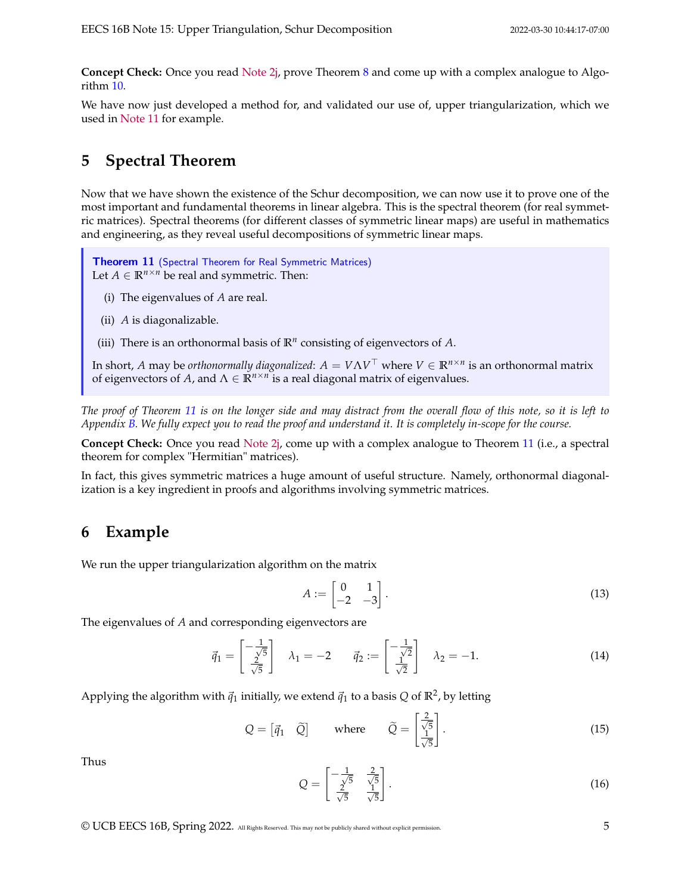**Concept Check:** Once you read Note 2j, prove Theorem 8 and come up with a complex analogue to Algorithm 10.

We have now just developed a method for, and validated our use of, upper triangularization, which we used in Note 11 for example.

## 5 Spectral Theorem

Now that we have shown the existence of the Schur decomposition, we can now use it to prove one of the most important and fundamental theorems in linear algebra. This is the spectral theorem (for real symmetric matrices). Spectral theorems (for different classes of symmetric linear maps) are useful in mathematics and engineering, as they reveal useful decompositions of symmetric linear maps.

> **Theorem 11** (Spectral Theorem for Real Symmetric Matrices)
> Let $A \in \mathbb{R}^{n \times n}$ be real and symmetric. Then:
>
> (i) The eigenvalues of $A$ are real.
>
> (ii) $A$ is diagonalizable.
>
> (iii) There is an orthonormal basis of $\mathbb{R}^n$ consisting of eigenvectors of $A$.
>
> In short, $A$ may be *orthonormally diagonalized*: $A = V \Lambda V^\top$ where $V \in \mathbb{R}^{n \times n}$ is an orthonormal matrix of eigenvectors of $A$, and $\Lambda \in \mathbb{R}^{n \times n}$ is a real diagonal matrix of eigenvalues.

*The proof of Theorem 11 is on the longer side and may distract from the overall flow of this note, so it is left to Appendix B. We fully expect you to read the proof and understand it. It is completely in-scope for the course.*

**Concept Check:** Once you read Note 2j, come up with a complex analogue to Theorem 11 (i.e., a spectral theorem for complex "Hermitian" matrices).

In fact, this gives symmetric matrices a huge amount of useful structure. Namely, orthonormal diagonalization is a key ingredient in proofs and algorithms involving symmetric matrices.

## 6 Example

We run the upper triangularization algorithm on the matrix

$$A := \begin{bmatrix} 0 & 1 \\ -2 & -3 \end{bmatrix}. \tag{13}$$

The eigenvalues of $A$ and corresponding eigenvectors are

$$\vec{q}_1 = \begin{bmatrix} -\frac{1}{\sqrt{5}} \\ \frac{2}{\sqrt{5}} \end{bmatrix} \quad \lambda_1 = -2 \qquad \vec{q}_2 := \begin{bmatrix} -\frac{1}{\sqrt{2}} \\ \frac{1}{\sqrt{2}} \end{bmatrix} \quad \lambda_2 = -1. \tag{14}$$

Applying the algorithm with $\vec{q}_1$ initially, we extend $\vec{q}_1$ to a basis $Q$ of $\mathbb{R}^2$, by letting

$$Q = \begin{bmatrix} \vec{q}_1 & \widetilde{Q} \end{bmatrix} \qquad \text{where} \qquad \widetilde{Q} = \begin{bmatrix} \frac{2}{\sqrt{5}} \\ \frac{1}{\sqrt{5}} \end{bmatrix}. \tag{15}$$

Thus

$$Q = \begin{bmatrix} -\frac{1}{\sqrt{5}} & \frac{2}{\sqrt{5}} \\ \frac{2}{\sqrt{5}} & \frac{1}{\sqrt{5}} \end{bmatrix}. \tag{16}$$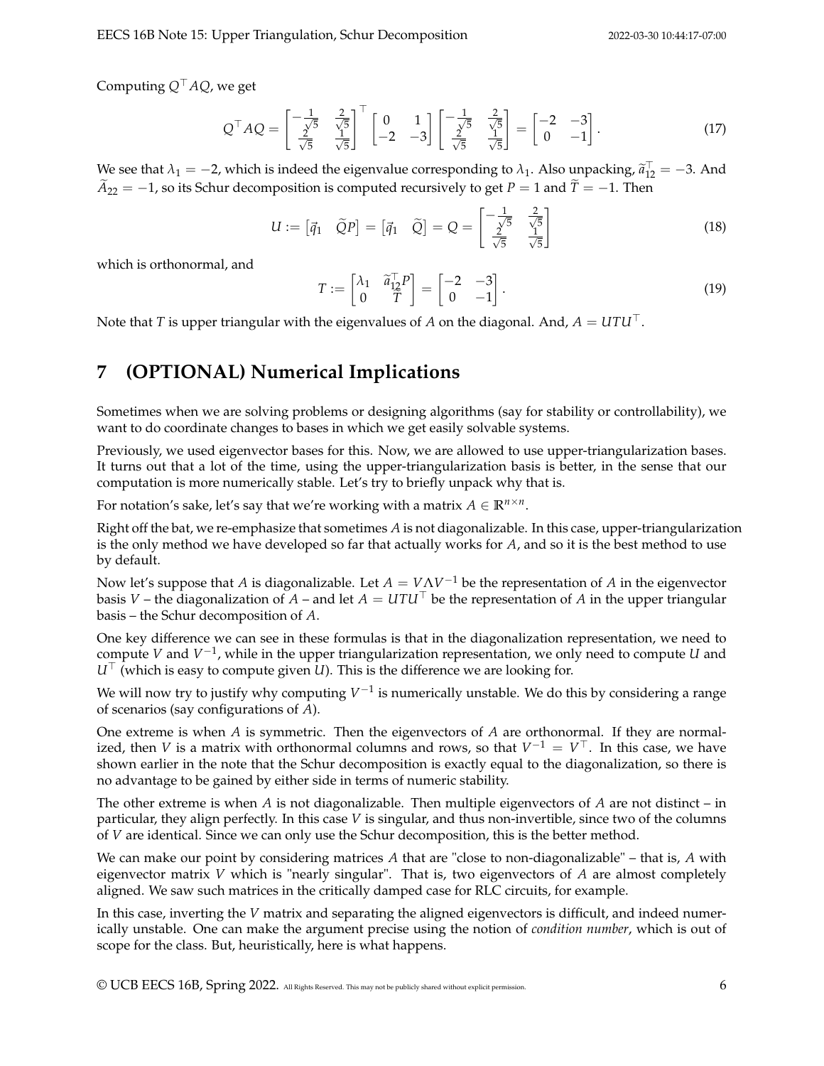Computing $Q^\top AQ$, we get

$$Q^\top AQ = \begin{bmatrix} -\frac{1}{\sqrt{5}} & \frac{2}{\sqrt{5}} \\ \frac{2}{\sqrt{5}} & \frac{1}{\sqrt{5}} \end{bmatrix}^\top \begin{bmatrix} 0 & 1 \\ -2 & -3 \end{bmatrix} \begin{bmatrix} -\frac{1}{\sqrt{5}} & \frac{2}{\sqrt{5}} \\ \frac{2}{\sqrt{5}} & \frac{1}{\sqrt{5}} \end{bmatrix} = \begin{bmatrix} -2 & -3 \\ 0 & -1 \end{bmatrix}. \tag{17}$$

We see that $\lambda_1 = -2$, which is indeed the eigenvalue corresponding to $\lambda_1$. Also unpacking, $\widetilde{a}_{12}^\top = -3$. And $\widetilde{A}_{22} = -1$, so its Schur decomposition is computed recursively to get $P = 1$ and $\widetilde{T} = -1$. Then

$$U := \begin{bmatrix} \vec{q}_1 & \widetilde{Q}P \end{bmatrix} = \begin{bmatrix} \vec{q}_1 & \widetilde{Q} \end{bmatrix} = Q = \begin{bmatrix} -\frac{1}{\sqrt{5}} & \frac{2}{\sqrt{5}} \\ \frac{2}{\sqrt{5}} & \frac{1}{\sqrt{5}} \end{bmatrix} \tag{18}$$

which is orthonormal, and

$$T := \begin{bmatrix} \lambda_1 & \widetilde{a}_{12}^\top P \\ 0 & \widetilde{T} \end{bmatrix} = \begin{bmatrix} -2 & -3 \\ 0 & -1 \end{bmatrix}. \tag{19}$$

Note that $T$ is upper triangular with the eigenvalues of $A$ on the diagonal. And, $A = UTU^\top$.

# 7 (OPTIONAL) Numerical Implications

Sometimes when we are solving problems or designing algorithms (say for stability or controllability), we want to do coordinate changes to bases in which we get easily solvable systems.

Previously, we used eigenvector bases for this. Now, we are allowed to use upper-triangularization bases. It turns out that a lot of the time, using the upper-triangularization basis is better, in the sense that our computation is more numerically stable. Let's try to briefly unpack why that is.

For notation's sake, let's say that we're working with a matrix $A \in \mathbb{R}^{n \times n}$.

Right off the bat, we re-emphasize that sometimes $A$ is not diagonalizable. In this case, upper-triangularization is the only method we have developed so far that actually works for $A$, and so it is the best method to use by default.

Now let's suppose that $A$ is diagonalizable. Let $A = V\Lambda V^{-1}$ be the representation of $A$ in the eigenvector basis $V$ – the diagonalization of $A$ – and let $A = UTU^\top$ be the representation of $A$ in the upper triangular basis – the Schur decomposition of $A$.

One key difference we can see in these formulas is that in the diagonalization representation, we need to compute $V$ and $V^{-1}$, while in the upper triangularization representation, we only need to compute $U$ and $U^\top$ (which is easy to compute given $U$). This is the difference we are looking for.

We will now try to justify why computing $V^{-1}$ is numerically unstable. We do this by considering a range of scenarios (say configurations of $A$).

One extreme is when $A$ is symmetric. Then the eigenvectors of $A$ are orthonormal. If they are normalized, then $V$ is a matrix with orthonormal columns and rows, so that $V^{-1} = V^\top$. In this case, we have shown earlier in the note that the Schur decomposition is exactly equal to the diagonalization, so there is no advantage to be gained by either side in terms of numeric stability.

The other extreme is when $A$ is not diagonalizable. Then multiple eigenvectors of $A$ are not distinct – in particular, they align perfectly. In this case $V$ is singular, and thus non-invertible, since two of the columns of $V$ are identical. Since we can only use the Schur decomposition, this is the better method.

We can make our point by considering matrices $A$ that are "close to non-diagonalizable" – that is, $A$ with eigenvector matrix $V$ which is "nearly singular". That is, two eigenvectors of $A$ are almost completely aligned. We saw such matrices in the critically damped case for RLC circuits, for example.

In this case, inverting the $V$ matrix and separating the aligned eigenvectors is difficult, and indeed numerically unstable. One can make the argument precise using the notion of *condition number*, which is out of scope for the class. But, heuristically, here is what happens.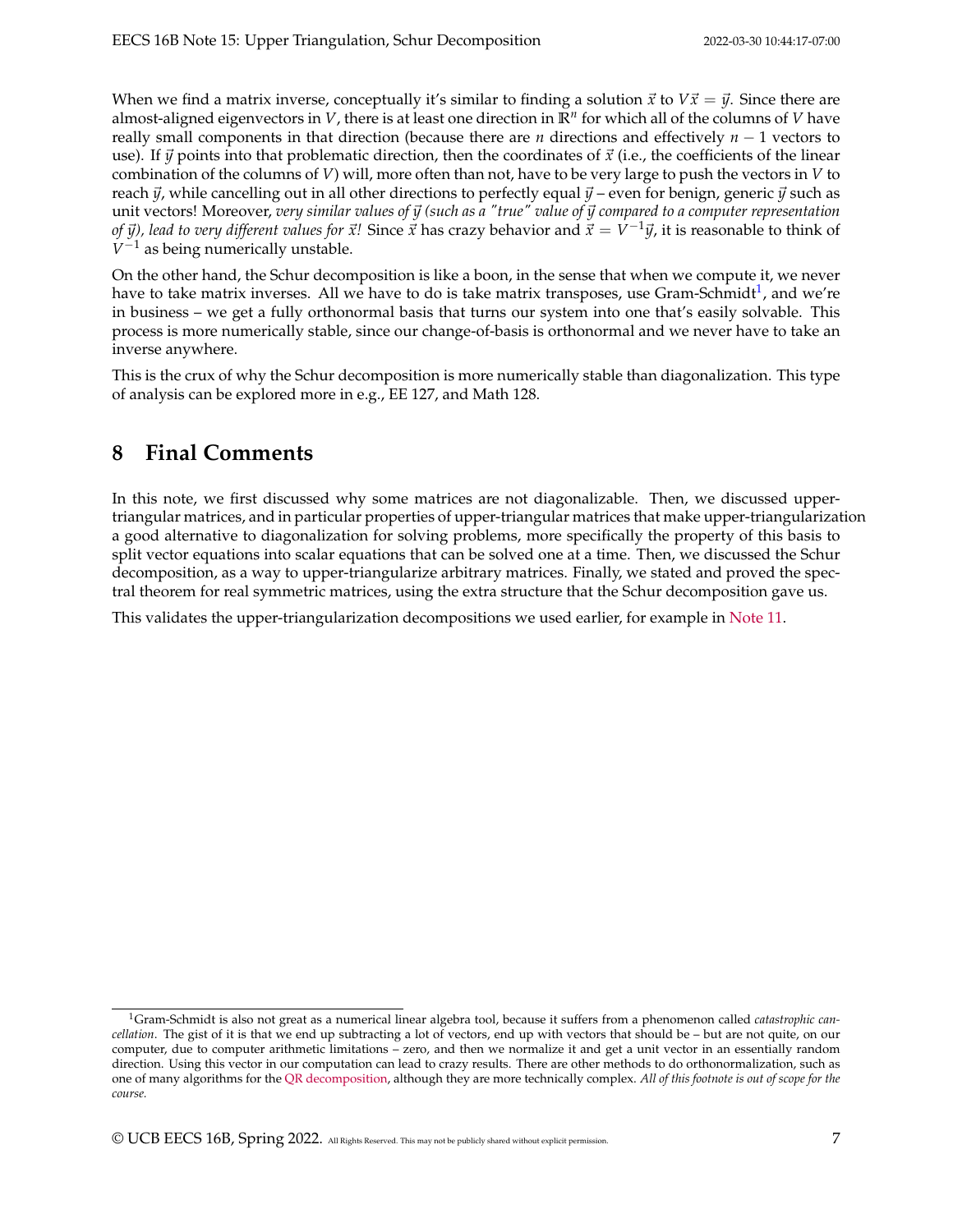When we find a matrix inverse, conceptually it's similar to finding a solution $\vec{x}$ to $V\vec{x} = \vec{y}$. Since there are almost-aligned eigenvectors in $V$, there is at least one direction in $\mathbb{R}^n$ for which all of the columns of $V$ have really small components in that direction (because there are $n$ directions and effectively $n-1$ vectors to use). If $\vec{y}$ points into that problematic direction, then the coordinates of $\vec{x}$ (i.e., the coefficients of the linear combination of the columns of $V$) will, more often than not, have to be very large to push the vectors in $V$ to reach $\vec{y}$, while cancelling out in all other directions to perfectly equal $\vec{y}$ – even for benign, generic $\vec{y}$ such as unit vectors! Moreover, *very similar values of $\vec{y}$ (such as a "true" value of $\vec{y}$ compared to a computer representation of $\vec{y}$), lead to very different values for $\vec{x}$!* Since $\vec{x}$ has crazy behavior and $\vec{x} = V^{-1}\vec{y}$, it is reasonable to think of $V^{-1}$ as being numerically unstable.

On the other hand, the Schur decomposition is like a boon, in the sense that when we compute it, we never have to take matrix inverses. All we have to do is take matrix transposes, use Gram-Schmidt[1], and we're in business – we get a fully orthonormal basis that turns our system into one that's easily solvable. This process is more numerically stable, since our change-of-basis is orthonormal and we never have to take an inverse anywhere.

This is the crux of why the Schur decomposition is more numerically stable than diagonalization. This type of analysis can be explored more in e.g., EE 127, and Math 128.

## 8 Final Comments

In this note, we first discussed why some matrices are not diagonalizable. Then, we discussed upper-triangular matrices, and in particular properties of upper-triangular matrices that make upper-triangularization a good alternative to diagonalization for solving problems, more specifically the property of this basis to split vector equations into scalar equations that can be solved one at a time. Then, we discussed the Schur decomposition, as a way to upper-triangularize arbitrary matrices. Finally, we stated and proved the spectral theorem for real symmetric matrices, using the extra structure that the Schur decomposition gave us.

This validates the upper-triangularization decompositions we used earlier, for example in Note 11.

---

[1] Gram-Schmidt is also not great as a numerical linear algebra tool, because it suffers from a phenomenon called *catastrophic cancellation*. The gist of it is that we end up subtracting a lot of vectors, end up with vectors that should be – but are not quite, on our computer, due to computer arithmetic limitations – zero, and then we normalize it and get a unit vector in an essentially random direction. Using this vector in our computation can lead to crazy results. There are other methods to do orthonormalization, such as one of many algorithms for the QR decomposition, although they are more technically complex. *All of this footnote is out of scope for the course.*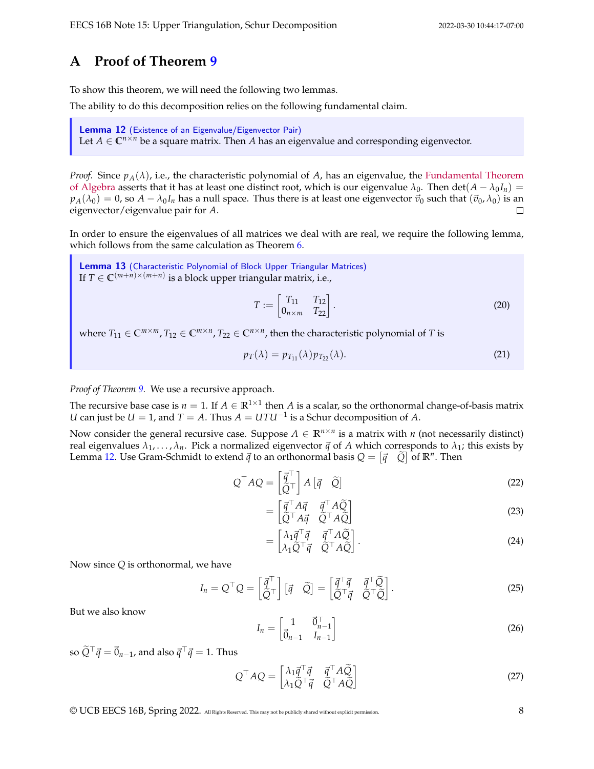## A Proof of Theorem 9

To show this theorem, we will need the following two lemmas.

The ability to do this decomposition relies on the following fundamental claim.

> **Lemma 12** (Existence of an Eigenvalue/Eigenvector Pair)
> Let $A \in \mathbb{C}^{n \times n}$ be a square matrix. Then $A$ has an eigenvalue and corresponding eigenvector.

*Proof.* Since $p_A(\lambda)$, i.e., the characteristic polynomial of $A$, has an eigenvalue, the Fundamental Theorem of Algebra asserts that it has at least one distinct root, which is our eigenvalue $\lambda_0$. Then $\det(A - \lambda_0 I_n) = p_A(\lambda_0) = 0$, so $A - \lambda_0 I_n$ has a null space. Thus there is at least one eigenvector $\vec{v}_0$ such that $(\vec{v}_0, \lambda_0)$ is an eigenvector/eigenvalue pair for $A$. $\square$

In order to ensure the eigenvalues of all matrices we deal with are real, we require the following lemma, which follows from the same calculation as Theorem 6.

> **Lemma 13** (Characteristic Polynomial of Block Upper Triangular Matrices)
> If $T \in \mathbb{C}^{(m+n)\times(m+n)}$ is a block upper triangular matrix, i.e.,
>
> $$T := \begin{bmatrix} T_{11} & T_{12} \\ 0_{n \times m} & T_{22} \end{bmatrix}. \tag{20}$$
>
> where $T_{11} \in \mathbb{C}^{m \times m}, T_{12} \in \mathbb{C}^{m \times n}, T_{22} \in \mathbb{C}^{n \times n}$, then the characteristic polynomial of $T$ is
>
> $$p_T(\lambda) = p_{T_{11}}(\lambda) p_{T_{22}}(\lambda). \tag{21}$$

*Proof of Theorem 9.* We use a recursive approach.

The recursive base case is $n = 1$. If $A \in \mathbb{R}^{1 \times 1}$ then $A$ is a scalar, so the orthonormal change-of-basis matrix $U$ can just be $U = 1$, and $T = A$. Thus $A = UTU^{-1}$ is a Schur decomposition of $A$.

Now consider the general recursive case. Suppose $A \in \mathbb{R}^{n \times n}$ is a matrix with $n$ (not necessarily distinct) real eigenvalues $\lambda_1, \ldots, \lambda_n$. Pick a normalized eigenvector $\vec{q}$ of $A$ which corresponds to $\lambda_1$; this exists by Lemma 12. Use Gram-Schmidt to extend $\vec{q}$ to an orthonormal basis $Q = \begin{bmatrix} \vec{q} & \widetilde{Q} \end{bmatrix}$ of $\mathbb{R}^n$. Then

$$Q^\top A Q = \begin{bmatrix} \vec{q}^\top \\ \widetilde{Q}^\top \end{bmatrix} A \begin{bmatrix} \vec{q} & \widetilde{Q} \end{bmatrix} \tag{22}$$

$$= \begin{bmatrix} \vec{q}^\top A \vec{q} & \vec{q}^\top A \widetilde{Q} \\ \widetilde{Q}^\top A \vec{q} & \widetilde{Q}^\top A \widetilde{Q} \end{bmatrix} \tag{23}$$

$$= \begin{bmatrix} \lambda_1 \vec{q}^\top \vec{q} & \vec{q}^\top A \widetilde{Q} \\ \lambda_1 \widetilde{Q}^\top \vec{q} & \widetilde{Q}^\top A \widetilde{Q} \end{bmatrix}. \tag{24}$$

Now since $Q$ is orthonormal, we have

$$I_n = Q^\top Q = \begin{bmatrix} \vec{q}^\top \\ \widetilde{Q}^\top \end{bmatrix} \begin{bmatrix} \vec{q} & \widetilde{Q} \end{bmatrix} = \begin{bmatrix} \vec{q}^\top \vec{q} & \vec{q}^\top \widetilde{Q} \\ \widetilde{Q}^\top \vec{q} & \widetilde{Q}^\top \widetilde{Q} \end{bmatrix}. \tag{25}$$

But we also know

$$I_n = \begin{bmatrix} 1 & \vec{0}_{n-1}^\top \\ \vec{0}_{n-1} & I_{n-1} \end{bmatrix} \tag{26}$$

so $\widetilde{Q}^\top \vec{q} = \vec{0}_{n-1}$, and also $\vec{q}^\top \vec{q} = 1$. Thus

$$Q^\top A Q = \begin{bmatrix} \lambda_1 \vec{q}^\top \vec{q} & \vec{q}^\top A \widetilde{Q} \\ \lambda_1 \widetilde{Q}^\top \vec{q} & \widetilde{Q}^\top A \widetilde{Q} \end{bmatrix} \tag{27}$$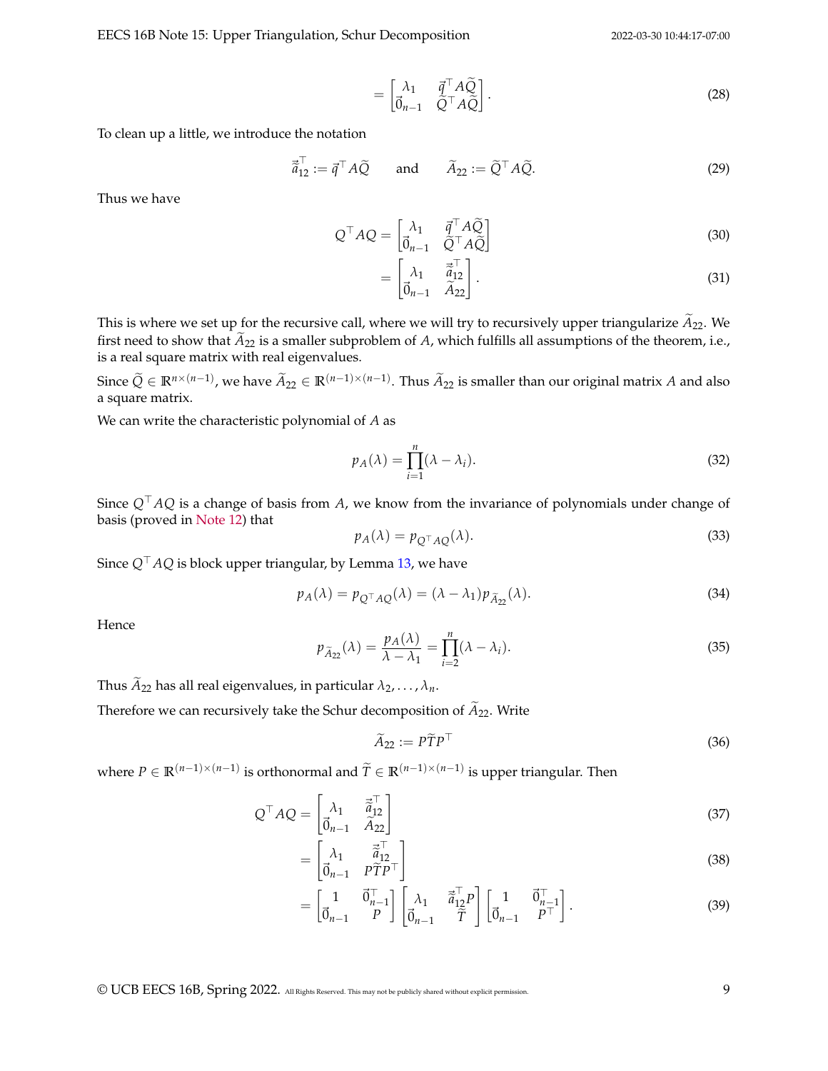$$= \begin{bmatrix} \lambda_1 & \vec{q}^\top A\widetilde{Q} \\ \vec{0}_{n-1} & \widetilde{Q}^\top A\widetilde{Q} \end{bmatrix}. \tag{28}$$

To clean up a little, we introduce the notation

$$\widetilde{\vec{a}}_{12}^\top := \vec{q}^\top A\widetilde{Q} \qquad \text{and} \qquad \widetilde{A}_{22} := \widetilde{Q}^\top A\widetilde{Q}. \tag{29}$$

Thus we have

$$Q^\top AQ = \begin{bmatrix} \lambda_1 & \vec{q}^\top A\widetilde{Q} \\ \vec{0}_{n-1} & \widetilde{Q}^\top A\widetilde{Q} \end{bmatrix} \tag{30}$$

$$= \begin{bmatrix} \lambda_1 & \widetilde{\vec{a}}_{12}^\top \\ \vec{0}_{n-1} & \widetilde{A}_{22} \end{bmatrix}. \tag{31}$$

This is where we set up for the recursive call, where we will try to recursively upper triangularize $\widetilde{A}_{22}$. We first need to show that $\widetilde{A}_{22}$ is a smaller subproblem of $A$, which fulfills all assumptions of the theorem, i.e., is a real square matrix with real eigenvalues.

Since $\widetilde{Q} \in \mathbb{R}^{n\times(n-1)}$, we have $\widetilde{A}_{22} \in \mathbb{R}^{(n-1)\times(n-1)}$. Thus $\widetilde{A}_{22}$ is smaller than our original matrix $A$ and also a square matrix.

We can write the characteristic polynomial of $A$ as

$$p_A(\lambda) = \prod_{i=1}^{n}(\lambda - \lambda_i). \tag{32}$$

Since $Q^\top AQ$ is a change of basis from $A$, we know from the invariance of polynomials under change of basis (proved in Note 12) that

$$p_A(\lambda) = p_{Q^\top AQ}(\lambda). \tag{33}$$

Since $Q^\top AQ$ is block upper triangular, by Lemma 13, we have

$$p_A(\lambda) = p_{Q^\top AQ}(\lambda) = (\lambda - \lambda_1)p_{\widetilde{A}_{22}}(\lambda). \tag{34}$$

Hence

$$p_{\widetilde{A}_{22}}(\lambda) = \frac{p_A(\lambda)}{\lambda - \lambda_1} = \prod_{i=2}^{n}(\lambda - \lambda_i). \tag{35}$$

Thus $\widetilde{A}_{22}$ has all real eigenvalues, in particular $\lambda_2, \ldots, \lambda_n$.

Therefore we can recursively take the Schur decomposition of $\widetilde{A}_{22}$. Write

$$\widetilde{A}_{22} := P\widetilde{T}P^\top \tag{36}$$

where $P \in \mathbb{R}^{(n-1)\times(n-1)}$ is orthonormal and $\widetilde{T} \in \mathbb{R}^{(n-1)\times(n-1)}$ is upper triangular. Then

$$Q^\top AQ = \begin{bmatrix} \lambda_1 & \widetilde{\vec{a}}_{12}^\top \\ \vec{0}_{n-1} & \widetilde{A}_{22} \end{bmatrix} \tag{37}$$

$$= \begin{bmatrix} \lambda_1 & \widetilde{\vec{a}}_{12}^\top \\ \vec{0}_{n-1} & P\widetilde{T}P^\top \end{bmatrix} \tag{38}$$

$$= \begin{bmatrix} 1 & \vec{0}_{n-1}^\top \\ \vec{0}_{n-1} & P \end{bmatrix} \begin{bmatrix} \lambda_1 & \widetilde{\vec{a}}_{12}^\top P \\ \vec{0}_{n-1} & \widetilde{T} \end{bmatrix} \begin{bmatrix} 1 & \vec{0}_{n-1}^\top \\ \vec{0}_{n-1} & P^\top \end{bmatrix}. \tag{39}$$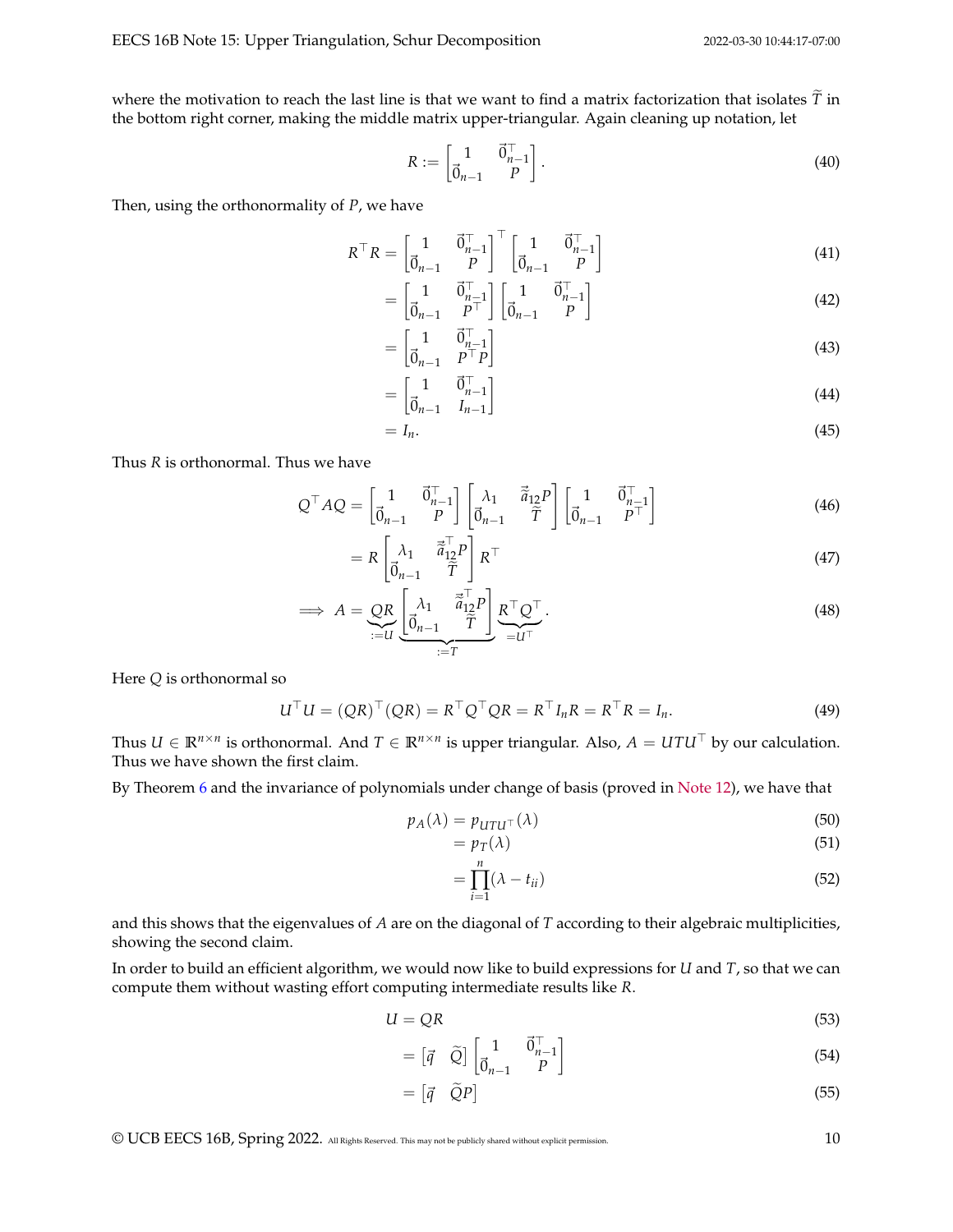where the motivation to reach the last line is that we want to find a matrix factorization that isolates $\widetilde{T}$ in the bottom right corner, making the middle matrix upper-triangular. Again cleaning up notation, let

$$R := \begin{bmatrix} 1 & \vec{0}_{n-1}^\top \\ \vec{0}_{n-1} & P \end{bmatrix}. \tag{40}$$

Then, using the orthonormality of $P$, we have

$$\begin{aligned}
R^\top R &= \begin{bmatrix} 1 & \vec{0}_{n-1}^\top \\ \vec{0}_{n-1} & P \end{bmatrix}^\top \begin{bmatrix} 1 & \vec{0}_{n-1}^\top \\ \vec{0}_{n-1} & P \end{bmatrix} && (41)\\
&= \begin{bmatrix} 1 & \vec{0}_{n-1}^\top \\ \vec{0}_{n-1} & P^\top \end{bmatrix} \begin{bmatrix} 1 & \vec{0}_{n-1}^\top \\ \vec{0}_{n-1} & P \end{bmatrix} && (42)\\
&= \begin{bmatrix} 1 & \vec{0}_{n-1}^\top \\ \vec{0}_{n-1} & P^\top P \end{bmatrix} && (43)\\
&= \begin{bmatrix} 1 & \vec{0}_{n-1}^\top \\ \vec{0}_{n-1} & I_{n-1} \end{bmatrix} && (44)\\
&= I_n. && (45)
\end{aligned}$$

Thus $R$ is orthonormal. Thus we have

$$\begin{aligned}
Q^\top A Q &= \begin{bmatrix} 1 & \vec{0}_{n-1}^\top \\ \vec{0}_{n-1} & P \end{bmatrix} \begin{bmatrix} \lambda_1 & \vec{\tilde{a}}_{12} P \\ \vec{0}_{n-1} & \widetilde{T} \end{bmatrix} \begin{bmatrix} 1 & \vec{0}_{n-1}^\top \\ \vec{0}_{n-1} & P^\top \end{bmatrix} && (46)\\
&= R \begin{bmatrix} \lambda_1 & \vec{\tilde{a}}_{12}^\top P \\ \vec{0}_{n-1} & \widetilde{T} \end{bmatrix} R^\top && (47)\\
\implies A &= \underbrace{QR}_{:=U} \underbrace{\begin{bmatrix} \lambda_1 & \vec{\tilde{a}}_{12}^\top P \\ \vec{0}_{n-1} & \widetilde{T} \end{bmatrix}}_{:=T} \underbrace{R^\top Q^\top}_{=U^\top}. && (48)
\end{aligned}$$

Here $Q$ is orthonormal so

$$U^\top U = (QR)^\top (QR) = R^\top Q^\top Q R = R^\top I_n R = R^\top R = I_n. \tag{49}$$

Thus $U \in \mathbb{R}^{n \times n}$ is orthonormal. And $T \in \mathbb{R}^{n \times n}$ is upper triangular. Also, $A = UTU^\top$ by our calculation. Thus we have shown the first claim.

By Theorem 6 and the invariance of polynomials under change of basis (proved in Note 12), we have that

$$\begin{aligned}
p_A(\lambda) &= p_{UTU^\top}(\lambda) && (50)\\
&= p_T(\lambda) && (51)\\
&= \prod_{i=1}^{n} (\lambda - t_{ii}) && (52)
\end{aligned}$$

and this shows that the eigenvalues of $A$ are on the diagonal of $T$ according to their algebraic multiplicities, showing the second claim.

In order to build an efficient algorithm, we would now like to build expressions for $U$ and $T$, so that we can compute them without wasting effort computing intermediate results like $R$.

$$\begin{aligned}
U &= QR && (53)\\
&= \begin{bmatrix} \vec{q} & \widetilde{Q} \end{bmatrix} \begin{bmatrix} 1 & \vec{0}_{n-1}^\top \\ \vec{0}_{n-1} & P \end{bmatrix} && (54)\\
&= \begin{bmatrix} \vec{q} & \widetilde{Q} P \end{bmatrix} && (55)
\end{aligned}$$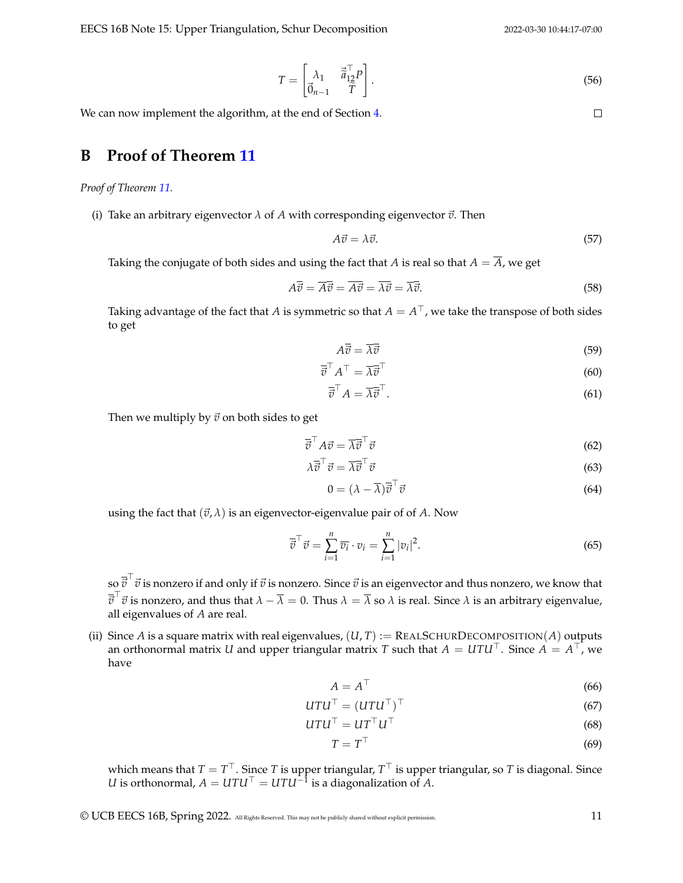$$T = \begin{bmatrix} \lambda_1 & \vec{\tilde{a}}_{12}^\top P \\ \vec{0}_{n-1} & \widetilde{T} \end{bmatrix}. \tag{56}$$

We can now implement the algorithm, at the end of Section 4. □

## B Proof of Theorem 11

*Proof of Theorem 11.*

(i) Take an arbitrary eigenvector $\lambda$ of $A$ with corresponding eigenvector $\vec{v}$. Then

$$A\vec{v} = \lambda\vec{v}. \tag{57}$$

Taking the conjugate of both sides and using the fact that $A$ is real so that $A = \overline{A}$, we get

$$A\overline{\vec{v}} = \overline{A}\overline{\vec{v}} = \overline{A\vec{v}} = \overline{\lambda\vec{v}} = \overline{\lambda}\overline{\vec{v}}. \tag{58}$$

Taking advantage of the fact that $A$ is symmetric so that $A = A^\top$, we take the transpose of both sides to get

$$A\overline{\vec{v}} = \overline{\lambda}\overline{\vec{v}} \tag{59}$$

$$\overline{\vec{v}}^\top A^\top = \overline{\lambda}\overline{\vec{v}}^\top \tag{60}$$

$$\overline{\vec{v}}^\top A = \overline{\lambda}\overline{\vec{v}}^\top. \tag{61}$$

Then we multiply by $\vec{v}$ on both sides to get

$$\overline{\vec{v}}^\top A\vec{v} = \overline{\lambda}\overline{\vec{v}}^\top\vec{v} \tag{62}$$

$$\lambda\overline{\vec{v}}^\top\vec{v} = \overline{\lambda}\overline{\vec{v}}^\top\vec{v} \tag{63}$$

$$0 = (\lambda - \overline{\lambda})\overline{\vec{v}}^\top\vec{v} \tag{64}$$

using the fact that $(\vec{v}, \lambda)$ is an eigenvector-eigenvalue pair of of $A$. Now

$$\overline{\vec{v}}^\top\vec{v} = \sum_{i=1}^{n} \overline{v_i} \cdot v_i = \sum_{i=1}^{n} |v_i|^2. \tag{65}$$

so $\overline{\vec{v}}^\top\vec{v}$ is nonzero if and only if $\vec{v}$ is nonzero. Since $\vec{v}$ is an eigenvector and thus nonzero, we know that $\overline{\vec{v}}^\top\vec{v}$ is nonzero, and thus that $\lambda - \overline{\lambda} = 0$. Thus $\lambda = \overline{\lambda}$ so $\lambda$ is real. Since $\lambda$ is an arbitrary eigenvalue, all eigenvalues of $A$ are real.

(ii) Since $A$ is a square matrix with real eigenvalues, $(U, T) := \text{RealSchurDecomposition}(A)$ outputs an orthonormal matrix $U$ and upper triangular matrix $T$ such that $A = UTU^\top$. Since $A = A^\top$, we have

$$A = A^\top \tag{66}$$

$$UTU^\top = (UTU^\top)^\top \tag{67}$$

$$UTU^\top = UT^\top U^\top \tag{68}$$

$$T = T^\top \tag{69}$$

which means that $T = T^\top$. Since $T$ is upper triangular, $T^\top$ is upper triangular, so $T$ is diagonal. Since $U$ is orthonormal, $A = UTU^\top = UTU^{-1}$ is a diagonalization of $A$.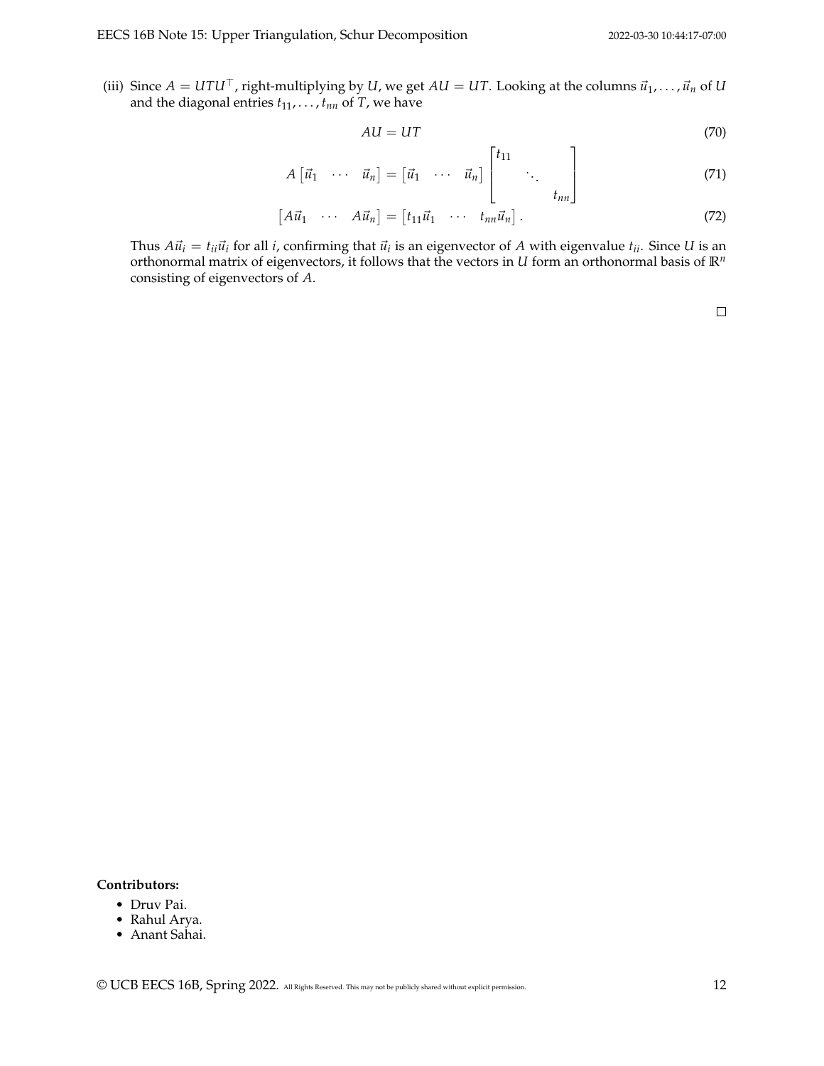(iii) Since $A = UTU^\top$, right-multiplying by $U$, we get $AU = UT$. Looking at the columns $\vec{u}_1, \ldots, \vec{u}_n$ of $U$ and the diagonal entries $t_{11}, \ldots, t_{nn}$ of $T$, we have

$$AU = UT \tag{70}$$

$$A \begin{bmatrix} \vec{u}_1 & \cdots & \vec{u}_n \end{bmatrix} = \begin{bmatrix} \vec{u}_1 & \cdots & \vec{u}_n \end{bmatrix} \begin{bmatrix} t_{11} & & \\ & \ddots & \\ & & t_{nn} \end{bmatrix} \tag{71}$$

$$\begin{bmatrix} A\vec{u}_1 & \cdots & A\vec{u}_n \end{bmatrix} = \begin{bmatrix} t_{11}\vec{u}_1 & \cdots & t_{nn}\vec{u}_n \end{bmatrix}. \tag{72}$$

Thus $A\vec{u}_i = t_{ii}\vec{u}_i$ for all $i$, confirming that $\vec{u}_i$ is an eigenvector of $A$ with eigenvalue $t_{ii}$. Since $U$ is an orthonormal matrix of eigenvectors, it follows that the vectors in $U$ form an orthonormal basis of $\mathbb{R}^n$ consisting of eigenvectors of $A$.

□

**Contributors:**

- Druv Pai.
- Rahul Arya.
- Anant Sahai.